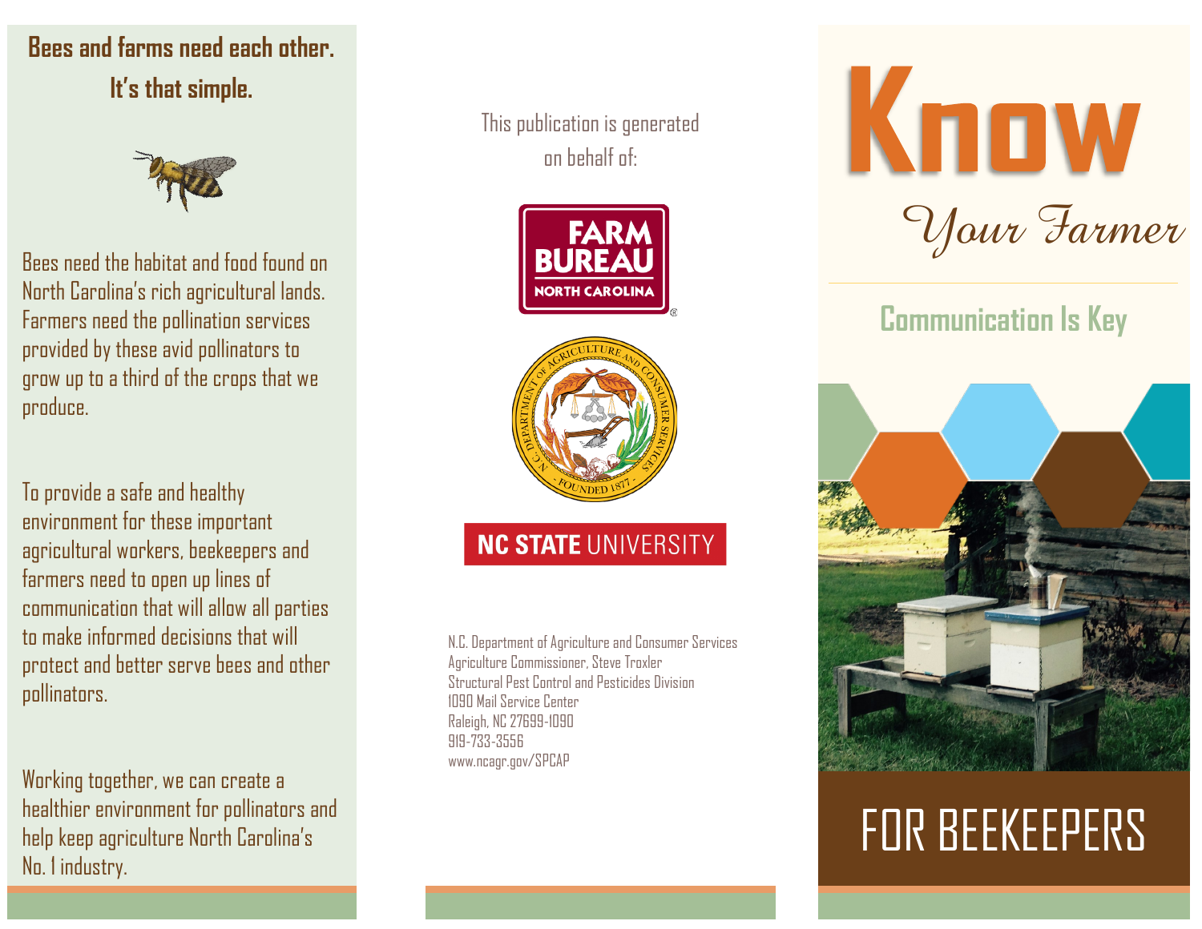**Bees and farms need each other. It's that simple.**

Bees need the habitat and food found on North Carolina's rich agricultural lands. Farmers need the pollination services provided by these avid pollinators to grow up to a third of the crops that we produce.

To provide a safe and healthy environment for these important agricultural workers, beekeepers and farmers need to open up lines of communication that will allow all parties to make informed decisions that will protect and better serve bees and other pollinators.

Working together, we can create a healthier environment for pollinators and help keep agriculture North Carolina's No. 1 industry.

This publication is generated on behalf of:

FARM BUREAU NORTH CAROLINA

N.C. DEPARTMENT OF AGRICULTURE AND CONSUMER SERVICES — FOUNDED 1877

NC STATE UNIVERSITY

N.C. Department of Agriculture and Consumer Services
Agriculture Commissioner, Steve Troxler
Structural Pest Control and Pesticides Division
1090 Mail Service Center
Raleigh, NC 27699-1090
919-733-3556
www.ncagr.gov/SPCAP

# Know *Your Farmer*

## Communication Is Key

## FOR BEEKEEPERS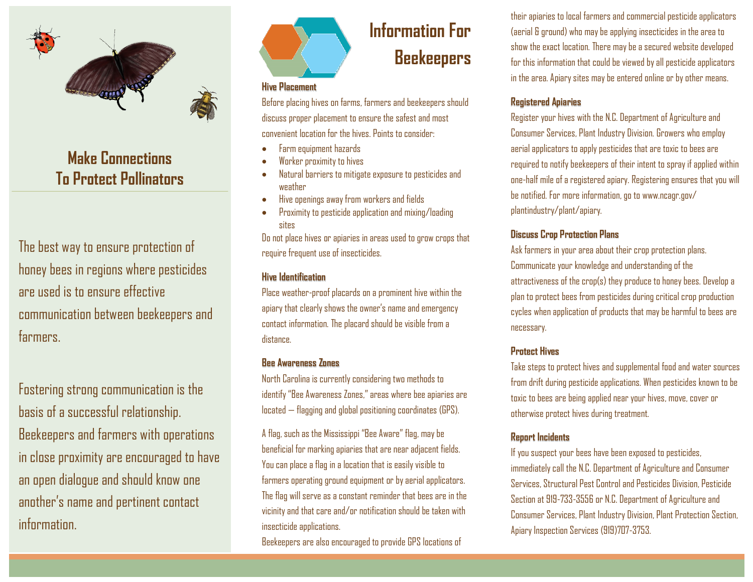## Make Connections To Protect Pollinators

The best way to ensure protection of honey bees in regions where pesticides are used is to ensure effective communication between beekeepers and farmers.

Fostering strong communication is the basis of a successful relationship. Beekeepers and farmers with operations in close proximity are encouraged to have an open dialogue and should know one another's name and pertinent contact information.

# Information For Beekeepers

### Hive Placement

Before placing hives on farms, farmers and beekeepers should discuss proper placement to ensure the safest and most convenient location for the hives. Points to consider:

- Farm equipment hazards
- Worker proximity to hives
- Natural barriers to mitigate exposure to pesticides and weather
- Hive openings away from workers and fields
- Proximity to pesticide application and mixing/loading sites

Do not place hives or apiaries in areas used to grow crops that require frequent use of insecticides.

### Hive Identification

Place weather-proof placards on a prominent hive within the apiary that clearly shows the owner's name and emergency contact information. The placard should be visible from a distance.

### Bee Awareness Zones

North Carolina is currently considering two methods to identify "Bee Awareness Zones," areas where bee apiaries are located — flagging and global positioning coordinates (GPS).

A flag, such as the Mississippi "Bee Aware" flag, may be beneficial for marking apiaries that are near adjacent fields. You can place a flag in a location that is easily visible to farmers operating ground equipment or by aerial applicators. The flag will serve as a constant reminder that bees are in the vicinity and that care and/or notification should be taken with insecticide applications.

Beekeepers are also encouraged to provide GPS locations of their apiaries to local farmers and commercial pesticide applicators (aerial & ground) who may be applying insecticides in the area to show the exact location. There may be a secured website developed for this information that could be viewed by all pesticide applicators in the area. Apiary sites may be entered online or by other means.

### Registered Apiaries

Register your hives with the N.C. Department of Agriculture and Consumer Services, Plant Industry Division. Growers who employ aerial applicators to apply pesticides that are toxic to bees are required to notify beekeepers of their intent to spray if applied within one-half mile of a registered apiary. Registering ensures that you will be notified. For more information, go to www.ncagr.gov/plantindustry/plant/apiary.

### Discuss Crop Protection Plans

Ask farmers in your area about their crop protection plans. Communicate your knowledge and understanding of the attractiveness of the crop(s) they produce to honey bees. Develop a plan to protect bees from pesticides during critical crop production cycles when application of products that may be harmful to bees are necessary.

### Protect Hives

Take steps to protect hives and supplemental food and water sources from drift during pesticide applications. When pesticides known to be toxic to bees are being applied near your hives, move, cover or otherwise protect hives during treatment.

### Report Incidents

If you suspect your bees have been exposed to pesticides, immediately call the N.C. Department of Agriculture and Consumer Services, Structural Pest Control and Pesticides Division, Pesticide Section at 919-733-3556 or N.C. Department of Agriculture and Consumer Services, Plant Industry Division, Plant Protection Section, Apiary Inspection Services (919)707-3753.